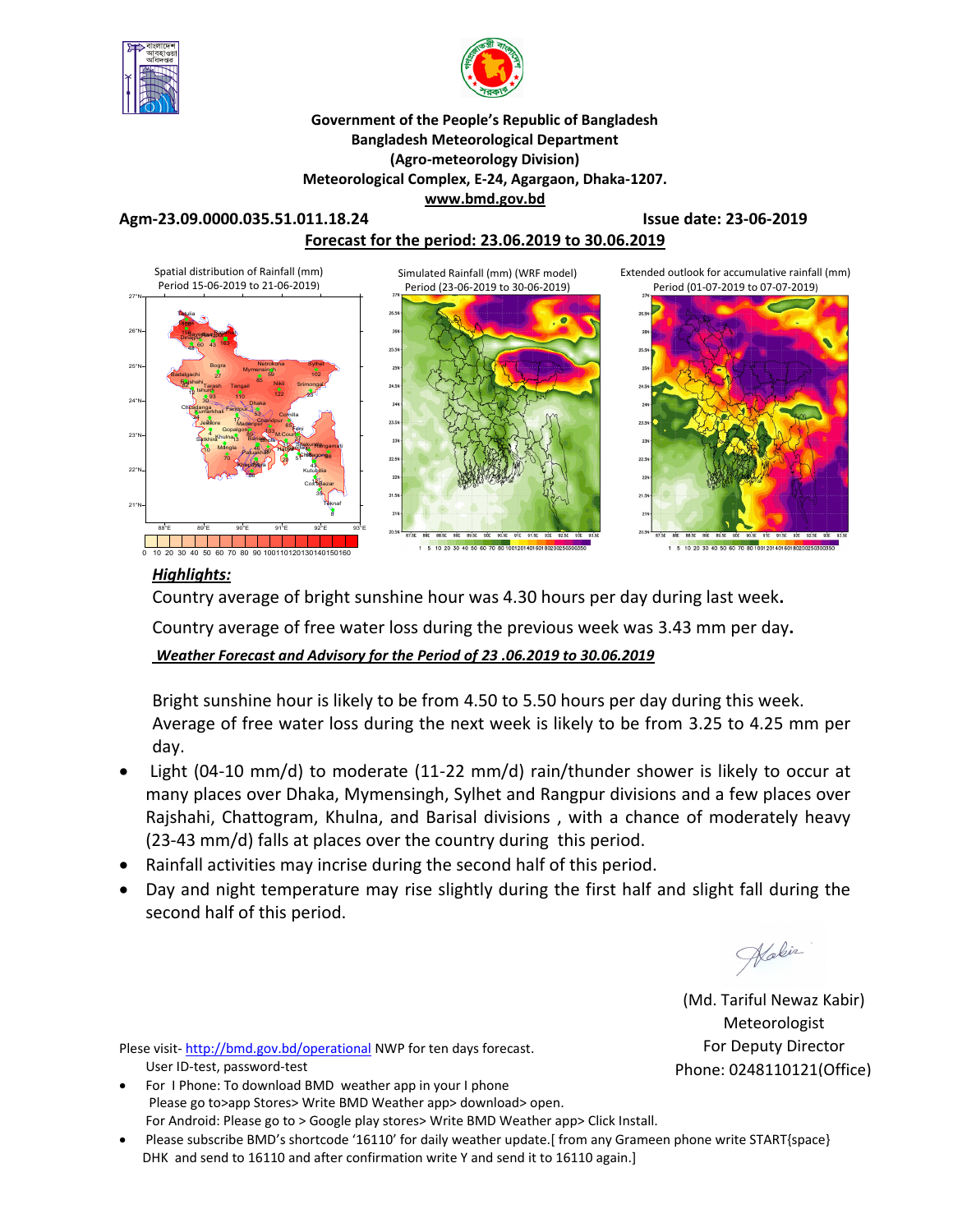**Government of the People's Republic of Bangladesh**
**Bangladesh Meteorological Department**
**(Agro-meteorology Division)**
**Meteorological Complex, E-24, Agargaon, Dhaka-1207.**
**www.bmd.gov.bd**

**Agm-23.09.0000.035.51.011.18.24** **Issue date: 23-06-2019**

**Forecast for the period: 23.06.2019 to 30.06.2019**

Spatial distribution of Rainfall (mm) Period 15-06-2019 to 21-06-2019)

Simulated Rainfall (mm) (WRF model) Period (23-06-2019 to 30-06-2019)

Extended outlook for accumulative rainfall (mm) Period (01-07-2019 to 07-07-2019)

## *Highlights:*

Country average of bright sunshine hour was 4.30 hours per day during last week**.**

Country average of free water loss during the previous week was 3.43 mm per day**.**

***Weather Forecast and Advisory for the Period of 23 .06.2019 to 30.06.2019***

Bright sunshine hour is likely to be from 4.50 to 5.50 hours per day during this week.
Average of free water loss during the next week is likely to be from 3.25 to 4.25 mm per day.

- Light (04-10 mm/d) to moderate (11-22 mm/d) rain/thunder shower is likely to occur at many places over Dhaka, Mymensingh, Sylhet and Rangpur divisions and a few places over Rajshahi, Chattogram, Khulna, and Barisal divisions , with a chance of moderately heavy (23-43 mm/d) falls at places over the country during this period.
- Rainfall activities may incrise during the second half of this period.
- Day and night temperature may rise slightly during the first half and slight fall during the second half of this period.

(Md. Tariful Newaz Kabir)
Meteorologist
For Deputy Director
Phone: 0248110121(Office)

Plese visit- http://bmd.gov.bd/operational NWP for ten days forecast.
User ID-test, password-test

- For I Phone: To download BMD weather app in your I phone
  Please go to>app Stores> Write BMD Weather app> download> open.
  For Android: Please go to > Google play stores> Write BMD Weather app> Click Install.
- Please subscribe BMD's shortcode '16110' for daily weather update.[ from any Grameen phone write START{space} DHK and send to 16110 and after confirmation write Y and send it to 16110 again.]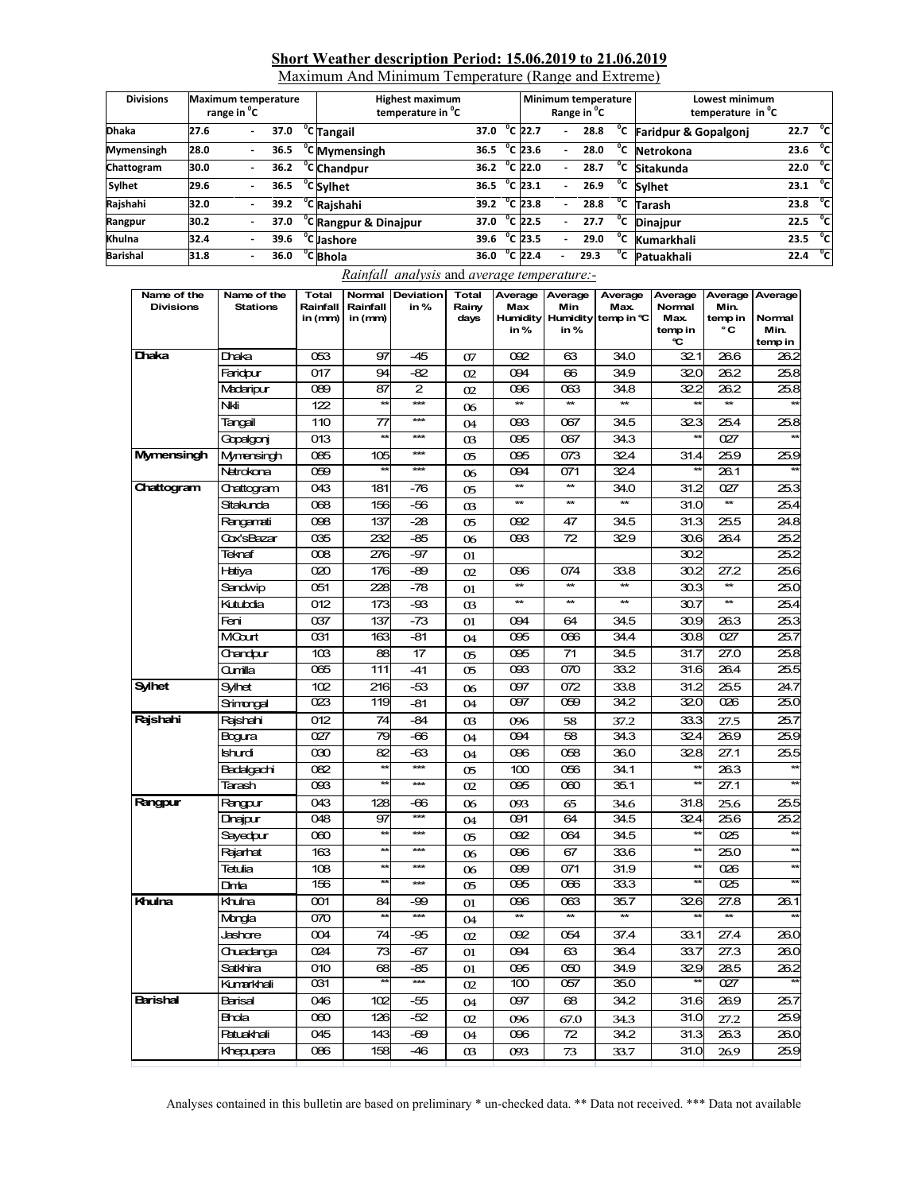## Short Weather description Period: 15.06.2019 to 21.06.2019

Maximum And Minimum Temperature (Range and Extreme)

| Divisions | Maximum temperature range in °C | Highest maximum temperature in °C | | Minimum temperature Range in °C | Lowest minimum temperature in °C | |
|---|---|---|---|---|---|---|
| Dhaka | 27.6 - 37.0 °C | Tangail | 37.0 °C | 22.7 - 28.8 °C | Faridpur & Gopalgonj | 22.7 °C |
| Mymensingh | 28.0 - 36.5 °C | Mymensingh | 36.5 °C | 23.6 - 28.0 °C | Netrokona | 23.6 °C |
| Chattogram | 30.0 - 36.2 °C | Chandpur | 36.2 °C | 22.0 - 28.7 °C | Sitakunda | 22.0 °C |
| Sylhet | 29.6 - 36.5 °C | Sylhet | 36.5 °C | 23.1 - 26.9 °C | Sylhet | 23.1 °C |
| Rajshahi | 32.0 - 39.2 °C | Rajshahi | 39.2 °C | 23.8 - 28.8 °C | Tarash | 23.8 °C |
| Rangpur | 30.2 - 37.0 °C | Rangpur & Dinajpur | 37.0 °C | 22.5 - 27.7 °C | Dinajpur | 22.5 °C |
| Khulna | 32.4 - 39.6 °C | Jashore | 39.6 °C | 23.5 - 29.0 °C | Kumarkhali | 23.5 °C |
| Barishal | 31.8 - 36.0 °C | Bhola | 36.0 °C | 22.4 - 29.3 °C | Patuakhali | 22.4 °C |

*Rainfall analysis* and *average temperature:-*

| Name of the Divisions | Name of the Stations | Total Rainfall in (mm) | Normal Rainfall in (mm) | Deviation in % | Total Rainy days | Average Max Humidity in % | Average Min Humidity in % | Average Max. temp in °C | Average Normal Max. temp in °C | Average Min. temp in °C | Average Normal Min. temp in |
|---|---|---|---|---|---|---|---|---|---|---|---|
| Dhaka | Dhaka | 053 | 97 | -45 | 07 | 092 | 63 | 34.0 | 32.1 | 26.6 | 26.2 |
| | Faridpur | 017 | 94 | -82 | 02 | 094 | 66 | 34.9 | 32.0 | 26.2 | 25.8 |
| | Madaripur | 089 | 87 | 2 | 02 | 096 | 063 | 34.8 | 32.2 | 26.2 | 25.8 |
| | Nikli | 122 | ** | *** | 06 | ** | ** | ** | ** | ** | ** |
| | Tangail | 110 | 77 | *** | 04 | 093 | 067 | 34.5 | 32.3 | 25.4 | 25.8 |
| | Gopalgonj | 013 | ** | *** | 03 | 095 | 067 | 34.3 | ** | 027 | ** |
| Mymensingh | Mymensingh | 085 | 105 | *** | 05 | 095 | 073 | 32.4 | 31.4 | 25.9 | 25.9 |
| | Netrokona | 059 | ** | *** | 06 | 094 | 071 | 32.4 | ** | 26.1 | ** |
| Chattogram | Chattogram | 043 | 181 | -76 | 05 | ** | ** | 34.0 | 31.2 | 027 | 25.3 |
| | Sitakunda | 068 | 156 | -56 | 03 | ** | ** | ** | 31.0 | ** | 25.4 |
| | Rangamati | 098 | 137 | -28 | 05 | 092 | 47 | 34.5 | 31.3 | 25.5 | 24.8 |
| | Cox'sBazar | 035 | 232 | -85 | 06 | 093 | 72 | 32.9 | 30.6 | 26.4 | 25.2 |
| | Teknaf | 008 | 276 | -97 | 01 | | | | 30.2 | | 25.2 |
| | Hatiya | 020 | 176 | -89 | 02 | 096 | 074 | 33.8 | 30.2 | 27.2 | 25.6 |
| | Sandwip | 051 | 228 | -78 | 01 | ** | ** | ** | 30.3 | ** | 25.0 |
| | Kutubdia | 012 | 173 | -93 | 03 | ** | ** | ** | 30.7 | ** | 25.4 |
| | Feni | 037 | 137 | -73 | 01 | 094 | 64 | 34.5 | 30.9 | 26.3 | 25.3 |
| | MCourt | 031 | 163 | -81 | 04 | 095 | 066 | 34.4 | 30.8 | 027 | 25.7 |
| | Chandpur | 103 | 88 | 17 | 05 | 095 | 71 | 34.5 | 31.7 | 27.0 | 25.8 |
| | Cumilla | 065 | 111 | -41 | 05 | 093 | 070 | 33.2 | 31.6 | 26.4 | 25.5 |
| Sylhet | Sylhet | 102 | 216 | -53 | 06 | 097 | 072 | 33.8 | 31.2 | 25.5 | 24.7 |
| | Srimongal | 023 | 119 | -81 | 04 | 097 | 059 | 34.2 | 32.0 | 026 | 25.0 |
| Rajshahi | Rajshahi | 012 | 74 | -84 | 03 | 096 | 58 | 37.2 | 33.3 | 27.5 | 25.7 |
| | Bogura | 027 | 79 | -66 | 04 | 094 | 58 | 34.3 | 32.4 | 26.9 | 25.9 |
| | Ishurdi | 030 | 82 | -63 | 04 | 096 | 058 | 36.0 | 32.8 | 27.1 | 25.5 |
| | Badalgachi | 082 | ** | *** | 05 | 100 | 056 | 34.1 | ** | 26.3 | ** |
| | Tarash | 093 | ** | *** | 02 | 095 | 060 | 35.1 | ** | 27.1 | ** |
| Rangpur | Rangpur | 043 | 128 | -66 | 06 | 093 | 65 | 34.6 | 31.8 | 25.6 | 25.5 |
| | Dinajpur | 048 | 97 | *** | 04 | 091 | 64 | 34.5 | 32.4 | 25.6 | 25.2 |
| | Sayedpur | 060 | ** | *** | 05 | 092 | 064 | 34.5 | ** | 025 | ** |
| | Rajarhat | 163 | ** | *** | 06 | 096 | 67 | 33.6 | ** | 25.0 | ** |
| | Tetulia | 108 | ** | *** | 06 | 099 | 071 | 31.9 | ** | 026 | ** |
| | Dimla | 156 | ** | *** | 05 | 095 | 066 | 33.3 | ** | 025 | ** |
| Khulna | Khulna | 001 | 84 | -99 | 01 | 096 | 063 | 35.7 | 32.6 | 27.8 | 26.1 |
| | Mongla | 070 | ** | *** | 04 | ** | ** | ** | ** | ** | ** |
| | Jashore | 004 | 74 | -95 | 02 | 092 | 054 | 37.4 | 33.1 | 27.4 | 26.0 |
| | Chuadanga | 024 | 73 | -67 | 01 | 094 | 63 | 36.4 | 33.7 | 27.3 | 26.0 |
| | Satkhira | 010 | 68 | -85 | 01 | 095 | 050 | 34.9 | 32.9 | 28.5 | 26.2 |
| | Kumarkhali | 031 | ** | *** | 02 | 100 | 057 | 35.0 | ** | 027 | ** |
| Barishal | Barisal | 046 | 102 | -55 | 04 | 097 | 68 | 34.2 | 31.6 | 26.9 | 25.7 |
| | Bhola | 060 | 126 | -52 | 02 | 096 | 67.0 | 34.3 | 31.0 | 27.2 | 25.9 |
| | Patuakhali | 045 | 143 | -69 | 04 | 096 | 72 | 34.2 | 31.3 | 26.3 | 26.0 |
| | Khepupara | 086 | 158 | -46 | 03 | 093 | 73 | 33.7 | 31.0 | 26.9 | 25.9 |

Analyses contained in this bulletin are based on preliminary * un-checked data. ** Data not received. *** Data not available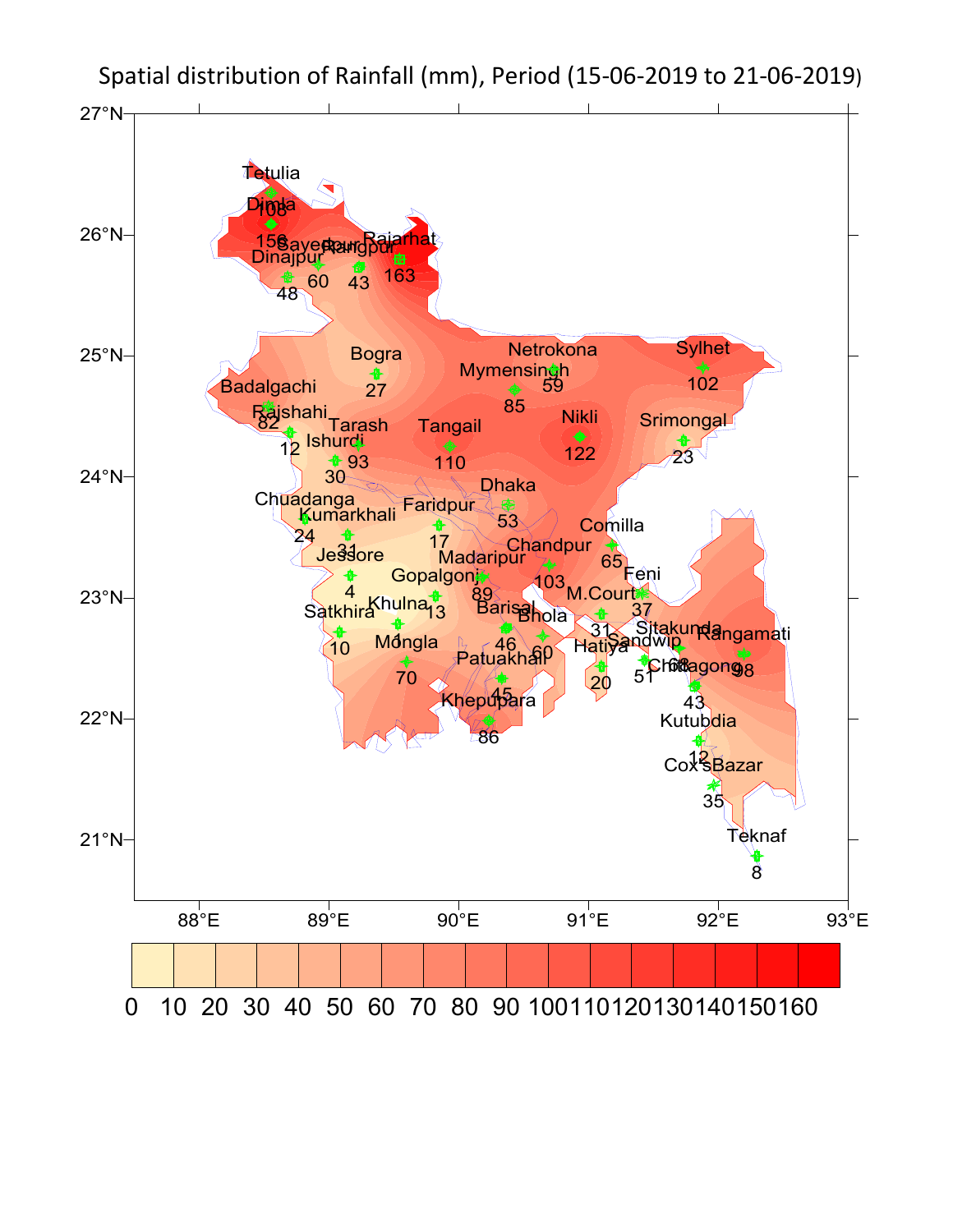Spatial distribution of Rainfall (mm), Period (15-06-2019 to 21-06-2019)

| Station | Rainfall (mm) |
|---|---|
| Tetulia | 108 |
| Dinajpur | 48 |
| Sayedpur | 60 |
| Rangpur | 43 |
| Rajarhat | 163 |
| Bogra | 27 |
| Badalgachi | 82 |
| Rajshahi | 12 |
| Tarash | 93 |
| Ishurdi | 30 |
| Netrokona | 59 |
| Mymensingh | 85 |
| Sylhet | 102 |
| Tangail | 110 |
| Nikli | 122 |
| Srimongal | 23 |
| Chuadanga | 24 |
| Kumarkhali | 31 |
| Faridpur | 17 |
| Dhaka | 53 |
| Comilla | 65 |
| Chandpur | 103 |
| Madaripur | 89 |
| Jessore | 4 |
| Gopalgonj | 13 |
| Feni | 37 |
| M.Court | 31 |
| Satkhira | 10 |
| Khulna | 1 |
| Barisal | 46 |
| Bhola | 60 |
| Hatiya | 20 |
| Sandwip | 51 |
| Sitakunda | 68 |
| Rangamati | 98 |
| Mongla | 70 |
| Patuakhali | 45 |
| Chittagong | 43 |
| Khepupara | 86 |
| Kutubdia | 12 |
| Cox'sBazar | 35 |
| Teknaf | 8 |

Legend (mm): 0, 10, 20, 30, 40, 50, 60, 70, 80, 90, 100, 110, 120, 130, 140, 150, 160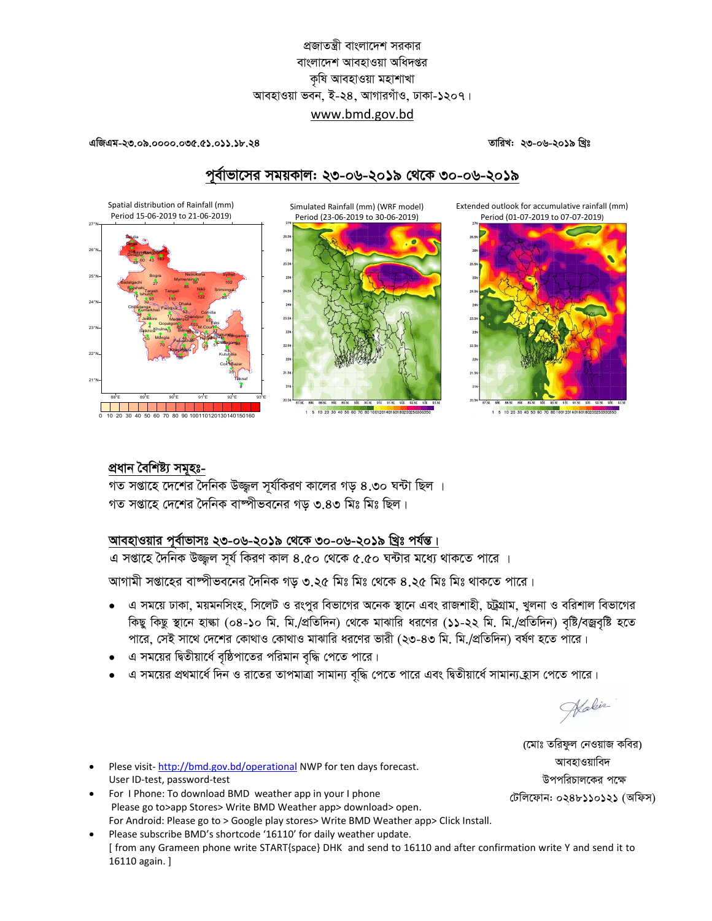প্রজাতন্ত্রী বাংলাদেশ সরকার
বাংলাদেশ আবহাওয়া অধিদপ্তর
কৃষি আবহাওয়া মহাশাখা
আবহাওয়া ভবন, ই-২৪, আগারগাঁও, ঢাকা-১২০৭।
www.bmd.gov.bd

**এজিএম-২৩.০৯.০০০০.০৩৫.৫১.০১১.১৮.২৪** **তারিখ: ২৩-০৬-২০১৯ খ্রিঃ**

## পূর্বাভাসের সময়কাল: ২৩-০৬-২০১৯ থেকে ৩০-০৬-২০১৯

Spatial distribution of Rainfall (mm)
Period 15-06-2019 to 21-06-2019)

Simulated Rainfall (mm) (WRF model)
Period (23-06-2019 to 30-06-2019)

Extended outlook for accumulative rainfall (mm)
Period (01-07-2019 to 07-07-2019)

### প্রধান বৈশিষ্ট্য সমূহঃ-

গত সপ্তাহে দেশের দৈনিক উজ্জ্বল সূর্যকিরণ কালের গড় ৪.৩০ ঘন্টা ছিল ।
গত সপ্তাহে দেশের দৈনিক বাষ্পীভবনের গড় ৩.৪৩ মিঃ মিঃ ছিল।

### আবহাওয়ার পূর্বাভাসঃ ২৩-০৬-২০১৯ থেকে ৩০-০৬-২০১৯ খ্রিঃ পর্যন্ত।

এ সপ্তাহে দৈনিক উজ্জ্বল সূর্য কিরণ কাল ৪.৫০ থেকে ৫.৫০ ঘন্টার মধ্যে থাকতে পারে ।

আগামী সপ্তাহের বাষ্পীভবনের দৈনিক গড় ৩.২৫ মিঃ মিঃ থেকে ৪.২৫ মিঃ মিঃ থাকতে পারে।

- এ সময়ে ঢাকা, ময়মনসিংহ, সিলেট ও রংপুর বিভাগের অনেক স্থানে এবং রাজশাহী, চট্টগ্রাম, খুলনা ও বরিশাল বিভাগের কিছু কিছু স্থানে হাল্কা (০৪-১০ মি. মি./প্রতিদিন) থেকে মাঝারি ধরণের (১১-২২ মি. মি./প্রতিদিন) বৃষ্টি/বজ্রবৃষ্টি হতে পারে, সেই সাথে দেশের কোথাও কোথাও মাঝারি ধরণের ভারী (২৩-৪৩ মি. মি./প্রতিদিন) বর্ষণ হতে পারে।
- এ সময়ের দ্বিতীয়ার্ধে বৃষ্টিপাতের পরিমান বৃদ্ধি পেতে পারে।
- এ সময়ের প্রথমার্ধে দিন ও রাতের তাপমাত্রা সামান্য বৃদ্ধি পেতে পারে এবং দ্বিতীয়ার্ধে সামান্য হ্রাস পেতে পারে।

(মোঃ তরিফুল নেওয়াজ কবির)
আবহাওয়াবিদ
উপপরিচালকের পক্ষে
টেলিফোন: ০২৪৮১১০১২১ (অফিস)

- Plese visit- http://bmd.gov.bd/operational NWP for ten days forecast.
  User ID-test, password-test
- For I Phone: To download BMD weather app in your I phone
  Please go to>app Stores> Write BMD Weather app> download> open.
  For Android: Please go to > Google play stores> Write BMD Weather app> Click Install.
- Please subscribe BMD's shortcode '16110' for daily weather update.
  [ from any Grameen phone write START{space} DHK and send to 16110 and after confirmation write Y and send it to 16110 again. ]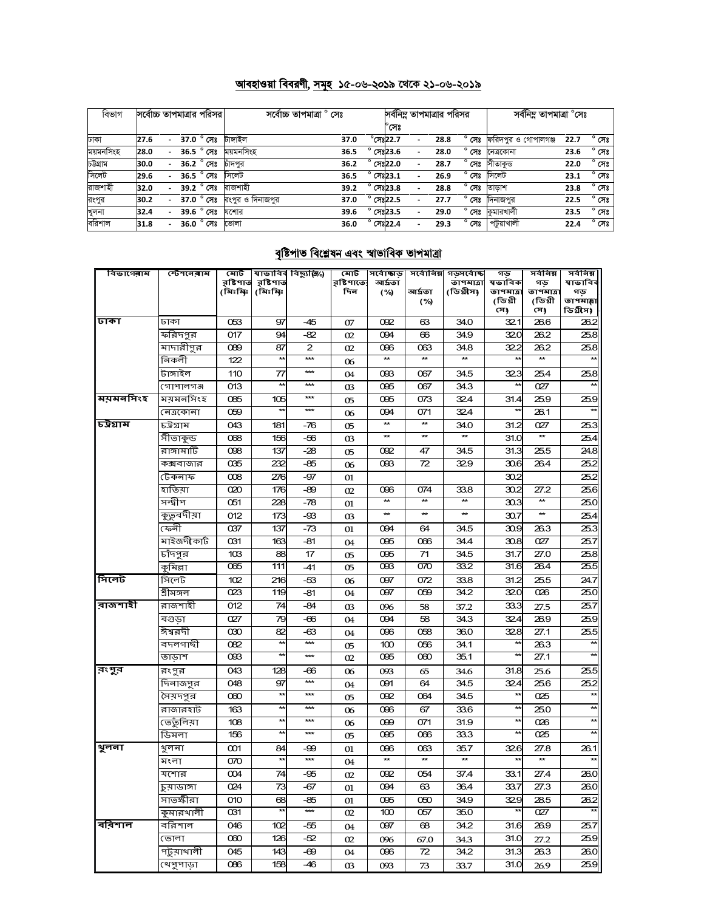## আবহাওয়া বিবরণী, সমূহ ১৫-০৬-২০১৯ থেকে ২১-০৬-২০১৯

| বিভাগ | সর্বোচ্চ তাপমাত্রার পরিসর | সর্বোচ্চ তাপমাত্রা ° সেঃ | | সর্বনিম্ন তাপমাত্রার পরিসর °সেঃ | সর্বনিম্ন তাপমাত্রা °সেঃ | |
|---|---|---|---|---|---|---|
| ঢাকা | 27.6 - 37.0 ° সেঃ | টাঙ্গাইল | 37.0 °সেঃ | 22.7 - 28.8 ° সেঃ | ফরিদপুর ও গোপালগঞ্জ | 22.7 ° সেঃ |
| ময়মনসিংহ | 28.0 - 36.5 ° সেঃ | ময়মনসিংহ | 36.5 ° সেঃ | 23.6 - 28.0 ° সেঃ | নেত্রকোনা | 23.6 ° সেঃ |
| চট্টগ্রাম | 30.0 - 36.2 ° সেঃ | চাঁদপুর | 36.2 ° সেঃ | 22.0 - 28.7 ° সেঃ | সীতাকুন্ড | 22.0 ° সেঃ |
| সিলেট | 29.6 - 36.5 ° সেঃ | সিলেট | 36.5 ° সেঃ | 23.1 - 26.9 ° সেঃ | সিলেট | 23.1 ° সেঃ |
| রাজশাহী | 32.0 - 39.2 ° সেঃ | রাজশাহী | 39.2 ° সেঃ | 23.8 - 28.8 ° সেঃ | তাড়াশ | 23.8 ° সেঃ |
| রংপুর | 30.2 - 37.0 ° সেঃ | রংপুর ও দিনাজপুর | 37.0 ° সেঃ | 22.5 - 27.7 ° সেঃ | দিনাজপুর | 22.5 ° সেঃ |
| খুলনা | 32.4 - 39.6 ° সেঃ | যশোর | 39.6 ° সেঃ | 23.5 - 29.0 ° সেঃ | কুমারখালী | 23.5 ° সেঃ |
| বরিশাল | 31.8 - 36.0 ° সেঃ | ভোলা | 36.0 ° সেঃ | 22.4 - 29.3 ° সেঃ | পটুয়াখালী | 22.4 ° সেঃ |

## বৃষ্টিপাত বিশ্লেষন এবং স্বাভাবিক তাপমাত্রা

| বিভাগের নাম | স্টেশনের নাম | মোট বৃষ্টিপাত (মিঃমিঃ) | স্বাভাবিক বৃষ্টিপাত (মিঃমিঃ) | বিচ্যুতি(%) | মোট বৃষ্টিপাতের দিন | সর্বোচ্চ গড় আর্দ্রতা (%) | সর্বোনিম্ন আর্দ্রতা (%) | গড় সর্বোচ্চ তাপমাত্রা (ডিগ্রীসেঃ) | গড় স্বাভাবিক তাপমাত্রা (ডিগ্রী সেঃ) | সর্বনিম্ন গড় তাপমাত্রা (ডিগ্রী সেঃ) | সর্বনিম্ন স্বাভাবিক গড় তাপমাত্রা (ডিগ্রী সেঃ) |
|---|---|---|---|---|---|---|---|---|---|---|---|
| ঢাকা | ঢাকা | 053 | 97 | -45 | 07 | 092 | 63 | 34.0 | 32.1 | 26.6 | 26.2 |
| | ফরিদপুর | 017 | 94 | -82 | 02 | 094 | 66 | 34.9 | 32.0 | 26.2 | 25.8 |
| | মাদারীপুর | 089 | 87 | 2 | 02 | 096 | 063 | 34.8 | 32.2 | 26.2 | 25.8 |
| | নিকলী | 122 | ** | *** | 06 | ** | ** | ** | ** | ** | ** |
| | টাঙ্গাইল | 110 | 77 | *** | 04 | 093 | 067 | 34.5 | 32.3 | 25.4 | 25.8 |
| | গোপালগঞ্জ | 013 | ** | *** | 03 | 095 | 067 | 34.3 | ** | 027 | ** |
| ময়মনসিংহ | ময়মনসিংহ | 085 | 105 | *** | 05 | 095 | 073 | 32.4 | 31.4 | 25.9 | 25.9 |
| | নেত্রকোনা | 059 | ** | *** | 06 | 094 | 071 | 32.4 | ** | 26.1 | ** |
| চট্টগ্রাম | চট্টগ্রাম | 043 | 181 | -76 | 05 | ** | ** | 34.0 | 31.2 | 027 | 25.3 |
| | সীতাকুন্ড | 068 | 156 | -56 | 03 | ** | ** | ** | 31.0 | ** | 25.4 |
| | রাঙ্গামাটি | 098 | 137 | -28 | 05 | 092 | 47 | 34.5 | 31.3 | 25.5 | 24.8 |
| | কক্সবাজার | 035 | 232 | -85 | 06 | 093 | 72 | 32.9 | 30.6 | 26.4 | 25.2 |
| | টেকনাফ | 008 | 276 | -97 | 01 | | | | 30.2 | | 25.2 |
| | হাতিয়া | 020 | 176 | -89 | 02 | 096 | 074 | 33.8 | 30.2 | 27.2 | 25.6 |
| | সন্দ্বীপ | 051 | 228 | -78 | 01 | ** | ** | ** | 30.3 | ** | 25.0 |
| | কুতুবদীয়া | 012 | 173 | -93 | 03 | ** | ** | ** | 30.7 | ** | 25.4 |
| | ফেনী | 037 | 137 | -73 | 01 | 094 | 64 | 34.5 | 30.9 | 26.3 | 25.3 |
| | মাইজদীকোর্ট | 031 | 163 | -81 | 04 | 095 | 066 | 34.4 | 30.8 | 027 | 25.7 |
| | চাঁদপুর | 103 | 88 | 17 | 05 | 095 | 71 | 34.5 | 31.7 | 27.0 | 25.8 |
| | কুমিল্লা | 065 | 111 | -41 | 05 | 093 | 070 | 33.2 | 31.6 | 26.4 | 25.5 |
| সিলেট | সিলেট | 102 | 216 | -53 | 06 | 097 | 072 | 33.8 | 31.2 | 25.5 | 24.7 |
| | শ্রীমঙ্গল | 023 | 119 | -81 | 04 | 097 | 059 | 34.2 | 32.0 | 026 | 25.0 |
| রাজশাহী | রাজশাহী | 012 | 74 | -84 | 03 | 096 | 58 | 37.2 | 33.3 | 27.5 | 25.7 |
| | বগুড়া | 027 | 79 | -66 | 04 | 094 | 58 | 34.3 | 32.4 | 26.9 | 25.9 |
| | ঈশ্বরদী | 030 | 82 | -63 | 04 | 096 | 058 | 36.0 | 32.8 | 27.1 | 25.5 |
| | বদলগাছী | 082 | ** | *** | 05 | 100 | 056 | 34.1 | ** | 26.3 | ** |
| | তাড়াশ | 093 | ** | *** | 02 | 095 | 060 | 35.1 | ** | 27.1 | ** |
| রংপুর | রংপুর | 043 | 128 | -66 | 06 | 093 | 65 | 34.6 | 31.8 | 25.6 | 25.5 |
| | দিনাজপুর | 048 | 97 | *** | 04 | 091 | 64 | 34.5 | 32.4 | 25.6 | 25.2 |
| | সৈয়দপুর | 060 | ** | *** | 05 | 092 | 064 | 34.5 | ** | 025 | ** |
| | রাজারহাট | 163 | ** | *** | 06 | 096 | 67 | 33.6 | ** | 25.0 | ** |
| | তেতুঁলিয়া | 108 | ** | *** | 06 | 099 | 071 | 31.9 | ** | 026 | ** |
| | ডিমলা | 156 | ** | *** | 05 | 095 | 066 | 33.3 | ** | 025 | ** |
| খুলনা | খুলনা | 001 | 84 | -99 | 01 | 096 | 063 | 35.7 | 32.6 | 27.8 | 26.1 |
| | মংলা | 070 | ** | *** | 04 | ** | ** | ** | ** | ** | ** |
| | যশোর | 004 | 74 | -95 | 02 | 092 | 054 | 37.4 | 33.1 | 27.4 | 26.0 |
| | চুয়াডাঙ্গা | 024 | 73 | -67 | 01 | 094 | 63 | 36.4 | 33.7 | 27.3 | 26.0 |
| | সাতক্ষীরা | 010 | 68 | -85 | 01 | 095 | 050 | 34.9 | 32.9 | 28.5 | 26.2 |
| | কুমারখালী | 031 | ** | *** | 02 | 100 | 057 | 35.0 | ** | 027 | ** |
| বরিশাল | বরিশাল | 046 | 102 | -55 | 04 | 097 | 68 | 34.2 | 31.6 | 26.9 | 25.7 |
| | ভোলা | 060 | 126 | -52 | 02 | 096 | 67.0 | 34.3 | 31.0 | 27.2 | 25.9 |
| | পটুয়াখালী | 045 | 143 | -69 | 04 | 096 | 72 | 34.2 | 31.3 | 26.3 | 26.0 |
| | খেপুপাড়া | 086 | 158 | -46 | 03 | 093 | 73 | 33.7 | 31.0 | 26.9 | 25.9 |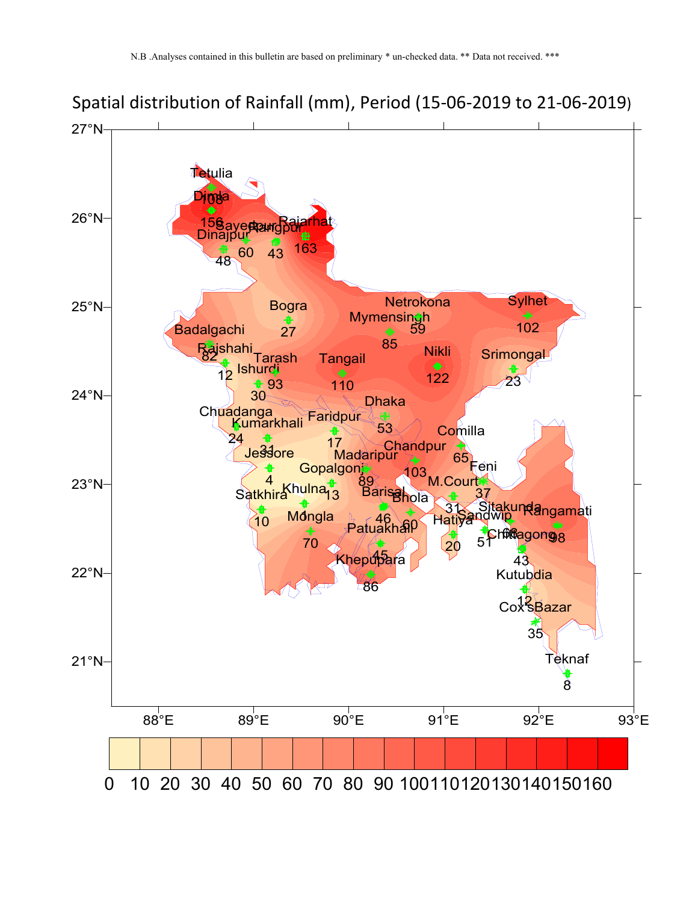N.B .Analyses contained in this bulletin are based on preliminary * un-checked data. ** Data not received. ***

## Spatial distribution of Rainfall (mm), Period (15-06-2019 to 21-06-2019)

27°N
26°N
25°N
24°N
23°N
22°N
21°N

88°E 89°E 90°E 91°E 92°E 93°E

Tetulia 108
Dimla 156
Dinajpur 48
Sayedpur 60
Rangpur 43
Rajarhat 163
Bogra 27
Netrokona 59
Mymensingh 85
Sylhet 102
Badalgachi 82
Rajshahi 12
Tarash 93
Ishurdi 30
Tangail 110
Nikli 122
Srimongal 23
Dhaka 53
Chuadanga 24
Kumarkhali 31
Faridpur 17
Comilla 65
Jessore 4
Madaripur 89
Chandpur 103
Feni 37
Gopalgonj 13
Satkhira 10
Khulna 1
Barisal 46
Bhola 60
M.Court 31
Sitakunda 68
Rangamati 98
Mongla 70
Patuakhali 45
Hatiya 20
Sandwip 51
Chittagong 43
Khepupara 86
Kutubdia 12
Cox'sBazar 35
Teknaf 8

0 10 20 30 40 50 60 70 80 90 100 110 120 130 140 150 160